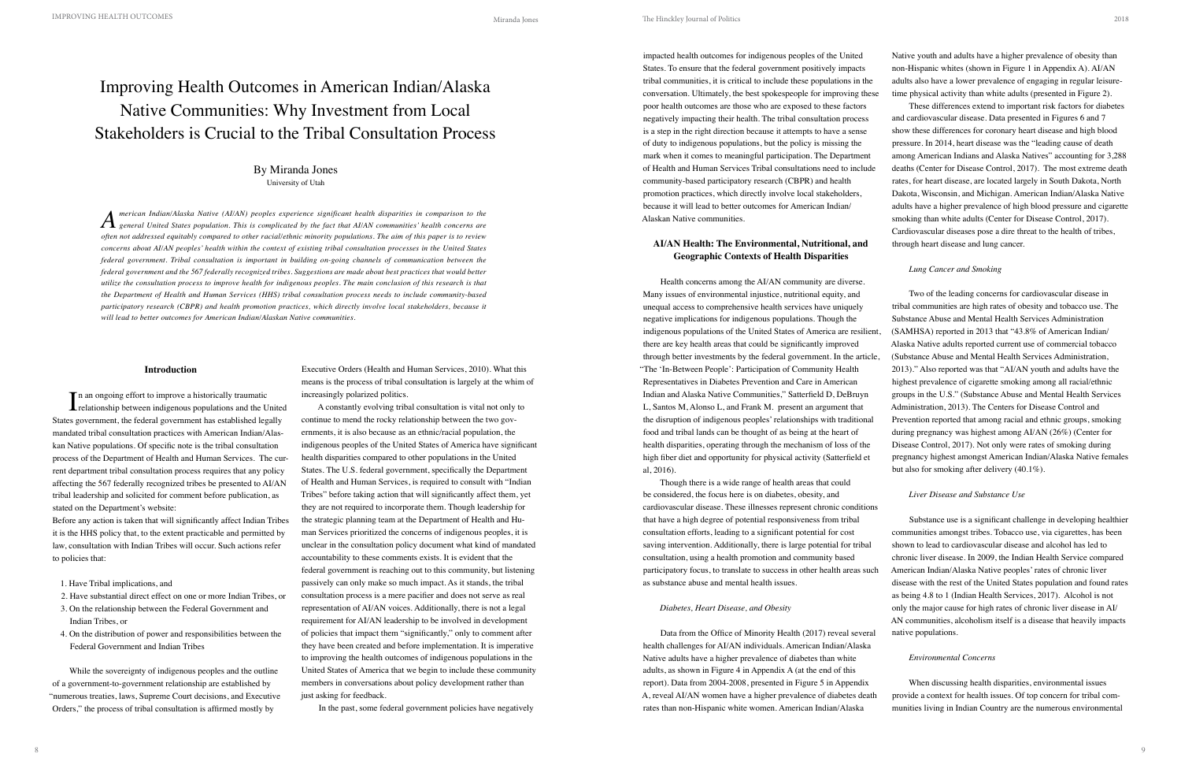# Improving Health Outcomes in American Indian/Alaska Native Communities: Why Investment from Local Stakeholders is Crucial to the Tribal Consultation Process

By Miranda Jones

University of Utah

*American Indian/Alaska Native (AI/AN) peoples experience significant health disparities in comparison to the general United States population. This is complicated by the fact that AI/AN communities' health concerns are often not addressed equitably compared to other racial/ethnic minority populations. The aim of this paper is to review concerns about AI/AN peoples' health within the context of existing tribal consultation processes in the United States federal government. Tribal consultation is important in building on-going channels of communication between the federal government and the 567 federally recognized tribes. Suggestions are made about best practices that would better utilize the consultation process to improve health for indigenous peoples. The main conclusion of this research is that the Department of Health and Human Services (HHS) tribal consultation process needs to include community-based participatory research (CBPR) and health promotion practices, which directly involve local stakeholders, because it will lead to better outcomes for American Indian/Alaskan Native communities.*

## Introduction

In an ongoing effort to improve a historically traumatic relationship between indigenous populations and the United States government, the federal government has established legally mandated tribal consultation practices with American Indian/Alaskan Native populations. Of specific note is the tribal consultation process of the Department of Health and Human Services. The current department tribal consultation process requires that any policy affecting the 567 federally recognized tribes be presented to AI/AN tribal leadership and solicited for comment before publication, as stated on the Department's website:

Before any action is taken that will significantly affect Indian Tribes it is the HHS policy that, to the extent practicable and permitted by law, consultation with Indian Tribes will occur. Such actions refer to policies that:

1. Have Tribal implications, and
2. Have substantial direct effect on one or more Indian Tribes, or
3. On the relationship between the Federal Government and Indian Tribes, or
4. On the distribution of power and responsibilities between the Federal Government and Indian Tribes

While the sovereignty of indigenous peoples and the outline of a government-to-government relationship are established by "numerous treaties, laws, Supreme Court decisions, and Executive Orders," the process of tribal consultation is affirmed mostly by Executive Orders (Health and Human Services, 2010). What this means is the process of tribal consultation is largely at the whim of increasingly polarized politics.

A constantly evolving tribal consultation is vital not only to continue to mend the rocky relationship between the two governments, it is also because as an ethnic/racial population, the indigenous peoples of the United States of America have significant health disparities compared to other populations in the United States. The U.S. federal government, specifically the Department of Health and Human Services, is required to consult with "Indian Tribes" before taking action that will significantly affect them, yet they are not required to incorporate them. Though leadership for the strategic planning team at the Department of Health and Human Services prioritized the concerns of indigenous peoples, it is unclear in the consultation policy document what kind of mandated accountability to these comments exists. It is evident that the federal government is reaching out to this community, but listening passively can only make so much impact. As it stands, the tribal consultation process is a mere pacifier and does not serve as real representation of AI/AN voices. Additionally, there is not a legal requirement for AI/AN leadership to be involved in development of policies that impact them "significantly," only to comment after they have been created and before implementation. It is imperative to improving the health outcomes of indigenous populations in the United States of America that we begin to include these community members in conversations about policy development rather than just asking for feedback.

In the past, some federal government policies have negatively impacted health outcomes for indigenous peoples of the United States. To ensure that the federal government positively impacts tribal communities, it is critical to include these populations in the conversation. Ultimately, the best spokespeople for improving these poor health outcomes are those who are exposed to these factors negatively impacting their health. The tribal consultation process is a step in the right direction because it attempts to have a sense of duty to indigenous populations, but the policy is missing the mark when it comes to meaningful participation. The Department of Health and Human Services Tribal consultations need to include community-based participatory research (CBPR) and health promotion practices, which directly involve local stakeholders, because it will lead to better outcomes for American Indian/Alaskan Native communities.

## AI/AN Health: The Environmental, Nutritional, and Geographic Contexts of Health Disparities

Health concerns among the AI/AN community are diverse. Many issues of environmental injustice, nutritional equity, and unequal access to comprehensive health services have uniquely negative implications for indigenous populations. Though the indigenous populations of the United States of America are resilient, there are key health areas that could be significantly improved through better investments by the federal government. In the article, "The 'In-Between People': Participation of Community Health Representatives in Diabetes Prevention and Care in American Indian and Alaska Native Communities," Satterfield D, DeBruyn L, Santos M, Alonso L, and Frank M. present an argument that the disruption of indigenous peoples' relationships with traditional food and tribal lands can be thought of as being at the heart of health disparities, operating through the mechanism of loss of the high fiber diet and opportunity for physical activity (Satterfield et al, 2016).

Though there is a wide range of health areas that could be considered, the focus here is on diabetes, obesity, and cardiovascular disease. These illnesses represent chronic conditions that have a high degree of potential responsiveness from tribal consultation efforts, leading to a significant potential for cost saving intervention. Additionally, there is large potential for tribal consultation, using a health promotion and community based participatory focus, to translate to success in other health areas such as substance abuse and mental health issues.

### *Diabetes, Heart Disease, and Obesity*

Data from the Office of Minority Health (2017) reveal several health challenges for AI/AN individuals. American Indian/Alaska Native adults have a higher prevalence of diabetes than white adults, as shown in Figure 4 in Appendix A (at the end of this report). Data from 2004-2008, presented in Figure 5 in Appendix A, reveal AI/AN women have a higher prevalence of diabetes death rates than non-Hispanic white women. American Indian/Alaska Native youth and adults have a higher prevalence of obesity than non-Hispanic whites (shown in Figure 1 in Appendix A). AI/AN adults also have a lower prevalence of engaging in regular leisure-time physical activity than white adults (presented in Figure 2).

These differences extend to important risk factors for diabetes and cardiovascular disease. Data presented in Figures 6 and 7 show these differences for coronary heart disease and high blood pressure. In 2014, heart disease was the "leading cause of death among American Indians and Alaska Natives" accounting for 3,288 deaths (Center for Disease Control, 2017). The most extreme death rates, for heart disease, are located largely in South Dakota, North Dakota, Wisconsin, and Michigan. American Indian/Alaska Native adults have a higher prevalence of high blood pressure and cigarette smoking than white adults (Center for Disease Control, 2017). Cardiovascular diseases pose a dire threat to the health of tribes, through heart disease and lung cancer.

### *Lung Cancer and Smoking*

Two of the leading concerns for cardiovascular disease in tribal communities are high rates of obesity and tobacco use. The Substance Abuse and Mental Health Services Administration (SAMHSA) reported in 2013 that "43.8% of American Indian/Alaska Native adults reported current use of commercial tobacco (Substance Abuse and Mental Health Services Administration, 2013)." Also reported was that "AI/AN youth and adults have the highest prevalence of cigarette smoking among all racial/ethnic groups in the U.S." (Substance Abuse and Mental Health Services Administration, 2013). The Centers for Disease Control and Prevention reported that among racial and ethnic groups, smoking during pregnancy was highest among AI/AN (26%) (Center for Disease Control, 2017). Not only were rates of smoking during pregnancy highest amongst American Indian/Alaska Native females but also for smoking after delivery (40.1%).

### *Liver Disease and Substance Use*

Substance use is a significant challenge in developing healthier communities amongst tribes. Tobacco use, via cigarettes, has been shown to lead to cardiovascular disease and alcohol has led to chronic liver disease. In 2009, the Indian Health Service compared American Indian/Alaska Native peoples' rates of chronic liver disease with the rest of the United States population and found rates as being 4.8 to 1 (Indian Health Services, 2017). Alcohol is not only the major cause for high rates of chronic liver disease in AI/AN communities, alcoholism itself is a disease that heavily impacts native populations.

### *Environmental Concerns*

When discussing health disparities, environmental issues provide a context for health issues. Of top concern for tribal communities living in Indian Country are the numerous environmental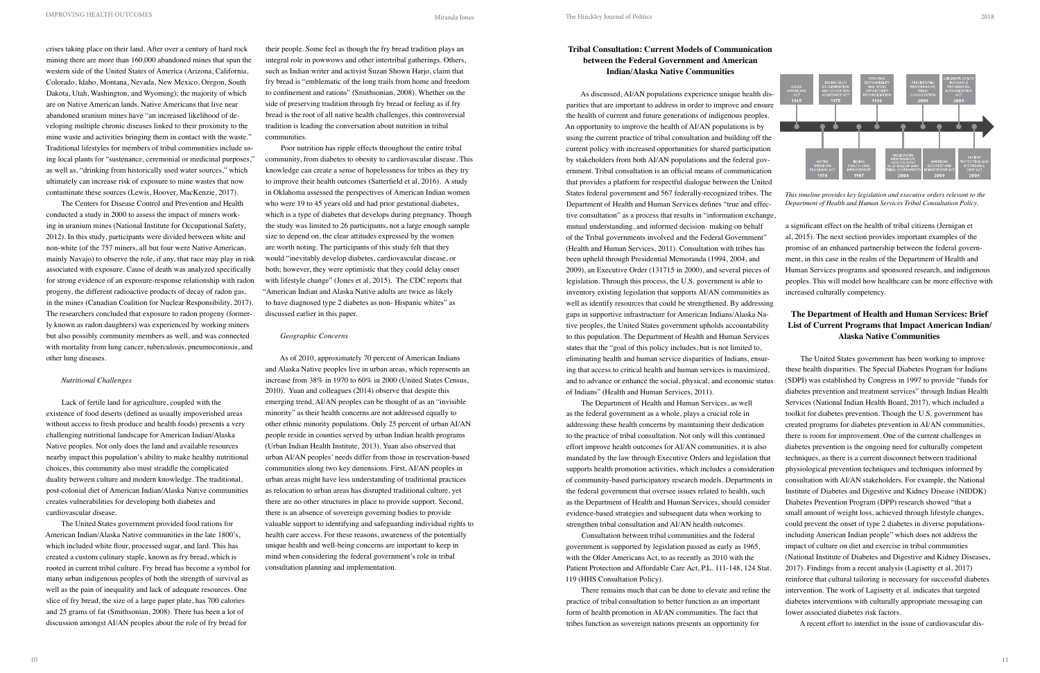crises taking place on their land. After over a century of hard rock mining there are more than 160,000 abandoned mines that span the western side of the United States of America (Arizona, California, Colorado, Idaho, Montana, Nevada, New Mexico, Oregon, South Dakota, Utah, Washington, and Wyoming); the majority of which are on Native American lands. Native Americans that live near abandoned uranium mines have "an increased likelihood of developing multiple chronic diseases linked to their proximity to the mine waste and activities bringing them in contact with the waste." Traditional lifestyles for members of tribal communities include using local plants for "sustenance, ceremonial or medicinal purposes," as well as, "drinking from historically used water sources," which ultimately can increase risk of exposure to mine wastes that now contaminate these sources (Lewis, Hoover, MacKenzie, 2017).

The Centers for Disease Control and Prevention and Health conducted a study in 2000 to assess the impact of miners working in uranium mines (National Institute for Occupational Safety, 2012). In this study, participants were divided between white and non-white (of the 757 miners, all but four were Native American, mainly Navajo) to observe the role, if any, that race may play in risk associated with exposure. Cause of death was analyzed specifically for strong evidence of an exposure-response relationship with radon progeny, the different radioactive products of decay of radon gas, in the mines (Canadian Coalition for Nuclear Responsibility, 2017). The researchers concluded that exposure to radon progeny (formerly known as radon daughters) was experienced by working miners but also possibly community members as well, and was connected with mortality from lung cancer, tuberculosis, pneumoconiosis, and other lung diseases.

*Nutritional Challenges*

Lack of fertile land for agriculture, coupled with the existence of food deserts (defined as usually impoverished areas without access to fresh produce and health foods) presents a very challenging nutritional landscape for American Indian/Alaska Native peoples. Not only does the land and available resources nearby impact this population's ability to make healthy nutritional choices, this community also must straddle the complicated duality between culture and modern knowledge. The traditional, post-colonial diet of American Indian/Alaska Native communities creates vulnerabilities for developing both diabetes and cardiovascular disease.

The United States government provided food rations for American Indian/Alaska Native communities in the late 1800's, which included white flour, processed sugar, and lard. This has created a custom culinary staple, known as fry bread, which is rooted in current tribal culture. Fry bread has become a symbol for many urban indigenous peoples of both the strength of survival as well as the pain of inequality and lack of adequate resources. One slice of fry bread, the size of a large paper plate, has 700 calories and 25 grams of fat (Smithsonian, 2008). There has been a lot of discussion amongst AI/AN peoples about the role of fry bread for their people. Some feel as though the fry bread tradition plays an integral role in powwows and other intertribal gatherings. Others, such as Indian writer and activist Suzan Shown Harjo, claim that fry bread is "emblematic of the long trails from home and freedom to confinement and rations" (Smithsonian, 2008). Whether on the side of preserving tradition through fry bread or feeling as if fry bread is the root of all native health challenges, this controversial tradition is leading the conversation about nutrition in tribal communities.

Poor nutrition has ripple effects throughout the entire tribal community, from diabetes to obesity to cardiovascular disease. This knowledge can create a sense of hopelessness for tribes as they try to improve their health outcomes (Satterfield et al, 2016). A study in Oklahoma assessed the perspectives of American Indian women who were 19 to 45 years old and had prior gestational diabetes, which is a type of diabetes that develops during pregnancy. Though the study was limited to 26 participants, not a large enough sample size to depend on, the clear attitudes expressed by the women are worth noting. The participants of this study felt that they would "inevitably develop diabetes, cardiovascular disease, or both; however, they were optimistic that they could delay onset with lifestyle change" (Jones et al, 2015). The CDC reports that "American Indian and Alaska Native adults are twice as likely to have diagnosed type 2 diabetes as non- Hispanic whites" as discussed earlier in this paper.

*Geographic Concerns*

As of 2010, approximately 70 percent of American Indians and Alaska Native peoples live in urban areas, which represents an increase from 38% in 1970 to 60% in 2000 (United States Census, 2010). Yuan and colleagues (2014) observe that despite this emerging trend, AI/AN peoples can be thought of as an "invisible minority" as their health concerns are not addressed equally to other ethnic minority populations. Only 25 percent of urban AI/AN people reside in counties served by urban Indian health programs (Urban Indian Health Institute, 2013). Yuan also observed that urban AI/AN peoples' needs differ from those in reservation-based communities along two key dimensions. First, AI/AN peoples in urban areas might have less understanding of traditional practices as relocation to urban areas has disrupted traditional culture, yet there are no other structures in place to provide support. Second, there is an absence of sovereign governing bodies to provide valuable support to identifying and safeguarding individual rights to health care access. For these reasons, awareness of the potentially unique health and well-being concerns are important to keep in mind when considering the federal government's role in tribal consultation planning and implementation.

## Tribal Consultation: Current Models of Communication between the Federal Government and American Indian/Alaska Native Communities

As discussed, AI/AN populations experience unique health disparities that are important to address in order to improve and ensure the health of current and future generations of indigenous peoples. An opportunity to improve the health of AI/AN populations is by using the current practice of tribal consultation and building off the current policy with increased opportunities for shared participation by stakeholders from both AI/AN populations and the federal government. Tribal consultation is an official means of communication that provides a platform for respectful dialogue between the United States federal government and 567 federally-recognized tribes. The Department of Health and Human Services defines "true and effective consultation" as a process that results in "information exchange, mutual understanding, and informed decision- making on behalf of the Tribal governments involved and the Federal Government" (Health and Human Services, 2011). Consultation with tribes has been upheld through Presidential Memoranda (1994, 2004, and 2009), an Executive Order (131715 in 2000), and several pieces of legislation. Through this process, the U.S. government is able to inventory existing legislation that supports AI/AN communities as well as identify resources that could be strengthened. By addressing gaps in supportive infrastructure for American Indians/Alaska Native peoples, the United States government upholds accountability to this population. The Department of Health and Human Services states that the "goal of this policy includes, but is not limited to, eliminating health and human service disparities of Indians, ensuring that access to critical health and human services is maximized, and to advance or enhance the social, physical, and economic status of Indians" (Health and Human Services, 2011).

The Department of Health and Human Services, as well as the federal government as a whole, plays a crucial role in addressing these health concerns by maintaining their dedication to the practice of tribal consultation. Not only will this continued effort improve health outcomes for AI/AN communities, it is also mandated by the law through Executive Orders and legislation that supports health promotion activities, which includes a consideration of community-based participatory research models. Departments in the federal government that oversee issues related to health, such as the Department of Health and Human Services, should consider evidence-based strategies and subsequent data when working to strengthen tribal consultation and AI/AN health outcomes.

Consultation between tribal communities and the federal government is supported by legislation passed as early as 1965, with the Older Americans Act, to as recently as 2010 with the Patient Protection and Affordable Care Act, P.L. 111-148, 124 Stat. 119 (HHS Consultation Policy).

There remains much that can be done to elevate and refine the practice of tribal consultation to better function as an important form of health promotion in AI/AN communities. The fact that tribes function as sovereign nations presents an opportunity for

- Older Americans Act 1965
- Native American Programs Act 1974
- Indian Self-Determination and Education Assistance Act 1975
- Indian Health Care Improvement 1987
- Personal Responsibility and Work Opportunity Reconciliation 1996
- Presidential Memorandum Government-to-Government Relationship with Tribal Governments 2004
- Presidential Memorandum, Tribal Consultation 2009
- American Recovery and Reinvestment Act 2009
- Children's Health Insurance Program Reauthorization Act 2009
- Patient Protection and Affordable Care Act 2009

*This timeline provides key legislation and executive orders relevant to the Department of Health and Human Services Tribal Consultation Policy.*

a significant effect on the health of tribal citizens (Jernigan et al, 2015). The next section provides important examples of the promise of an enhanced partnership between the federal government, in this case in the realm of the Department of Health and Human Services programs and sponsored research, and indigenous peoples. This will model how healthcare can be more effective with increased culturally competency.

## The Department of Health and Human Services: Brief List of Current Programs that Impact American Indian/Alaska Native Communities

The United States government has been working to improve these health disparities. The Special Diabetes Program for Indians (SDPI) was established by Congress in 1997 to provide "funds for diabetes prevention and treatment services" through Indian Health Services (National Indian Health Board, 2017), which included a toolkit for diabetes prevention. Though the U.S. government has created programs for diabetes prevention in AI/AN communities, there is room for improvement. One of the current challenges in diabetes prevention is the ongoing need for culturally competent techniques, as there is a current disconnect between traditional physiological prevention techniques and techniques informed by consultation with AI/AN stakeholders. For example, the National Institute of Diabetes and Digestive and Kidney Disease (NIDDK) Diabetes Prevention Program (DPP) research showed "that a small amount of weight loss, achieved through lifestyle changes, could prevent the onset of type 2 diabetes in diverse populations-including American Indian people" which does not address the impact of culture on diet and exercise in tribal communities (National Institute of Diabetes and Digestive and Kidney Diseases, 2017). Findings from a recent analysis (Lagisetty et al, 2017) reinforce that cultural tailoring is necessary for successful diabetes intervention. The work of Lagisetty et al. indicates that targeted diabetes interventions with culturally appropriate messaging can lower associated diabetes risk factors.

A recent effort to interdict in the issue of cardiovascular dis-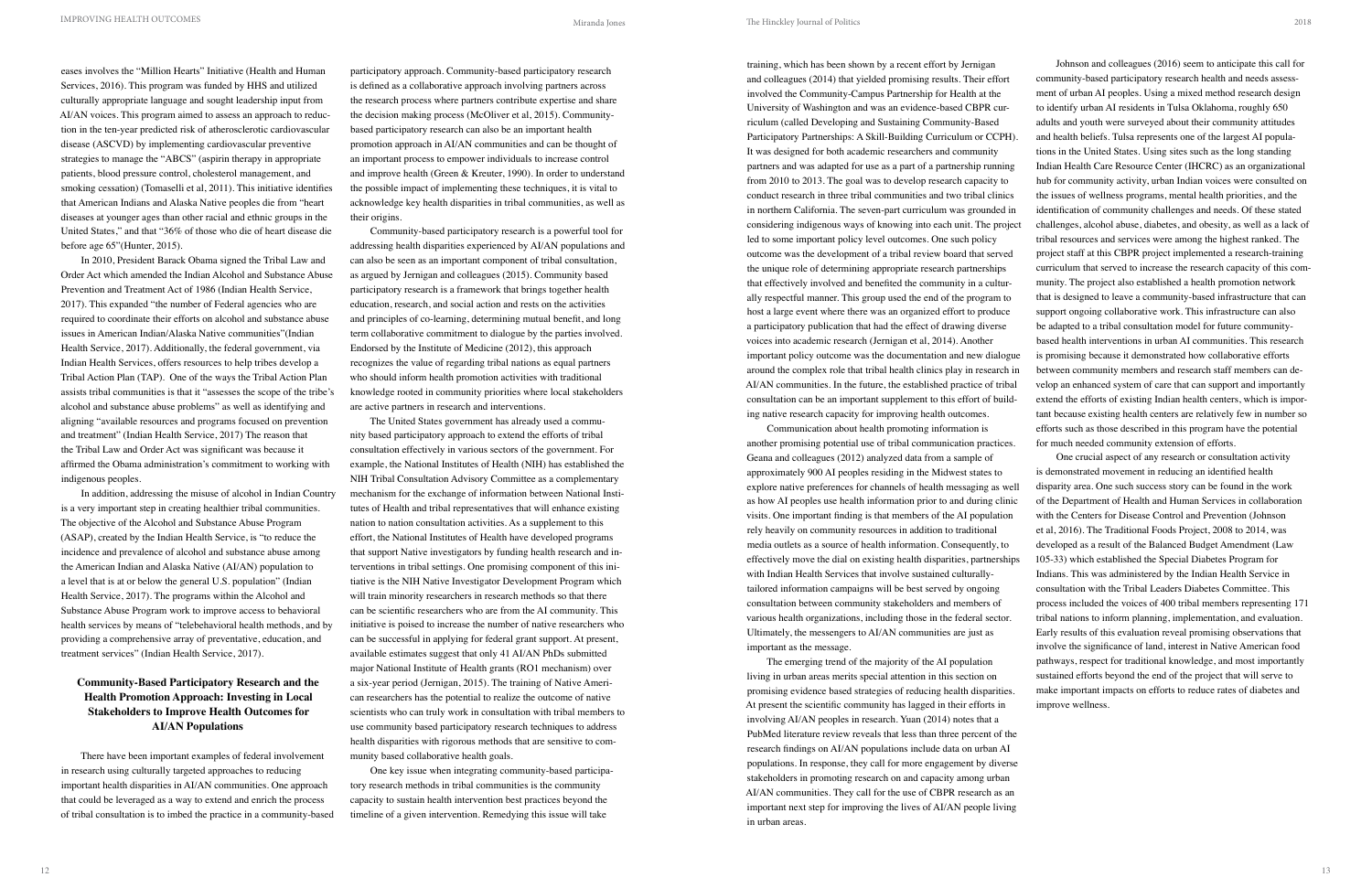eases involves the "Million Hearts" Initiative (Health and Human Services, 2016). This program was funded by HHS and utilized culturally appropriate language and sought leadership input from AI/AN voices. This program aimed to assess an approach to reduction in the ten-year predicted risk of atherosclerotic cardiovascular disease (ASCVD) by implementing cardiovascular preventive strategies to manage the "ABCS" (aspirin therapy in appropriate patients, blood pressure control, cholesterol management, and smoking cessation) (Tomaselli et al, 2011). This initiative identifies that American Indians and Alaska Native peoples die from "heart diseases at younger ages than other racial and ethnic groups in the United States," and that "36% of those who die of heart disease die before age 65"(Hunter, 2015).

In 2010, President Barack Obama signed the Tribal Law and Order Act which amended the Indian Alcohol and Substance Abuse Prevention and Treatment Act of 1986 (Indian Health Service, 2017). This expanded "the number of Federal agencies who are required to coordinate their efforts on alcohol and substance abuse issues in American Indian/Alaska Native communities"(Indian Health Service, 2017). Additionally, the federal government, via Indian Health Services, offers resources to help tribes develop a Tribal Action Plan (TAP). One of the ways the Tribal Action Plan assists tribal communities is that it "assesses the scope of the tribe's alcohol and substance abuse problems" as well as identifying and aligning "available resources and programs focused on prevention and treatment" (Indian Health Service, 2017) The reason that the Tribal Law and Order Act was significant was because it affirmed the Obama administration's commitment to working with indigenous peoples.

In addition, addressing the misuse of alcohol in Indian Country is a very important step in creating healthier tribal communities. The objective of the Alcohol and Substance Abuse Program (ASAP), created by the Indian Health Service, is "to reduce the incidence and prevalence of alcohol and substance abuse among the American Indian and Alaska Native (AI/AN) population to a level that is at or below the general U.S. population" (Indian Health Service, 2017). The programs within the Alcohol and Substance Abuse Program work to improve access to behavioral health services by means of "telebehavioral health methods, and by providing a comprehensive array of preventative, education, and treatment services" (Indian Health Service, 2017).

## Community-Based Participatory Research and the Health Promotion Approach: Investing in Local Stakeholders to Improve Health Outcomes for AI/AN Populations

There have been important examples of federal involvement in research using culturally targeted approaches to reducing important health disparities in AI/AN communities. One approach that could be leveraged as a way to extend and enrich the process of tribal consultation is to imbed the practice in a community-based participatory approach. Community-based participatory research is defined as a collaborative approach involving partners across the research process where partners contribute expertise and share the decision making process (McOliver et al, 2015). Community-based participatory research can also be an important health promotion approach in AI/AN communities and can be thought of an important process to empower individuals to increase control and improve health (Green & Kreuter, 1990). In order to understand the possible impact of implementing these techniques, it is vital to acknowledge key health disparities in tribal communities, as well as their origins.

Community-based participatory research is a powerful tool for addressing health disparities experienced by AI/AN populations and can also be seen as an important component of tribal consultation, as argued by Jernigan and colleagues (2015). Community based participatory research is a framework that brings together health education, research, and social action and rests on the activities and principles of co-learning, determining mutual benefit, and long term collaborative commitment to dialogue by the parties involved. Endorsed by the Institute of Medicine (2012), this approach recognizes the value of regarding tribal nations as equal partners who should inform health promotion activities with traditional knowledge rooted in community priorities where local stakeholders are active partners in research and interventions.

The United States government has already used a community based participatory approach to extend the efforts of tribal consultation effectively in various sectors of the government. For example, the National Institutes of Health (NIH) has established the NIH Tribal Consultation Advisory Committee as a complementary mechanism for the exchange of information between National Institutes of Health and tribal representatives that will enhance existing nation to nation consultation activities. As a supplement to this effort, the National Institutes of Health have developed programs that support Native investigators by funding health research and interventions in tribal settings. One promising component of this initiative is the NIH Native Investigator Development Program which will train minority researchers in research methods so that there can be scientific researchers who are from the AI community. This initiative is poised to increase the number of native researchers who can be successful in applying for federal grant support. At present, available estimates suggest that only 41 AI/AN PhDs submitted major National Institute of Health grants (RO1 mechanism) over a six-year period (Jernigan, 2015). The training of Native American researchers has the potential to realize the outcome of native scientists who can truly work in consultation with tribal members to use community based participatory research techniques to address health disparities with rigorous methods that are sensitive to community based collaborative health goals.

One key issue when integrating community-based participatory research methods in tribal communities is the community capacity to sustain health intervention best practices beyond the timeline of a given intervention. Remedying this issue will take training, which has been shown by a recent effort by Jernigan and colleagues (2014) that yielded promising results. Their effort involved the Community-Campus Partnership for Health at the University of Washington and was an evidence-based CBPR curriculum (called Developing and Sustaining Community-Based Participatory Partnerships: A Skill-Building Curriculum or CCPH). It was designed for both academic researchers and community partners and was adapted for use as a part of a partnership running from 2010 to 2013. The goal was to develop research capacity to conduct research in three tribal communities and two tribal clinics in northern California. The seven-part curriculum was grounded in considering indigenous ways of knowing into each unit. The project led to some important policy level outcomes. One such policy outcome was the development of a tribal review board that served the unique role of determining appropriate research partnerships that effectively involved and benefited the community in a culturally respectful manner. This group used the end of the program to host a large event where there was an organized effort to produce a participatory publication that had the effect of drawing diverse voices into academic research (Jernigan et al, 2014). Another important policy outcome was the documentation and new dialogue around the complex role that tribal health clinics play in research in AI/AN communities. In the future, the established practice of tribal consultation can be an important supplement to this effort of building native research capacity for improving health outcomes.

Communication about health promoting information is another promising potential use of tribal communication practices. Geana and colleagues (2012) analyzed data from a sample of approximately 900 AI peoples residing in the Midwest states to explore native preferences for channels of health messaging as well as how AI peoples use health information prior to and during clinic visits. One important finding is that members of the AI population rely heavily on community resources in addition to traditional media outlets as a source of health information. Consequently, to effectively move the dial on existing health disparities, partnerships with Indian Health Services that involve sustained culturally-tailored information campaigns will be best served by ongoing consultation between community stakeholders and members of various health organizations, including those in the federal sector. Ultimately, the messengers to AI/AN communities are just as important as the message.

The emerging trend of the majority of the AI population living in urban areas merits special attention in this section on promising evidence based strategies of reducing health disparities. At present the scientific community has lagged in their efforts in involving AI/AN peoples in research. Yuan (2014) notes that a PubMed literature review reveals that less than three percent of the research findings on AI/AN populations include data on urban AI populations. In response, they call for more engagement by diverse stakeholders in promoting research on and capacity among urban AI/AN communities. They call for the use of CBPR research as an important next step for improving the lives of AI/AN people living in urban areas.

Johnson and colleagues (2016) seem to anticipate this call for community-based participatory research health and needs assessment of urban AI peoples. Using a mixed method research design to identify urban AI residents in Tulsa Oklahoma, roughly 650 adults and youth were surveyed about their community attitudes and health beliefs. Tulsa represents one of the largest AI populations in the United States. Using sites such as the long standing Indian Health Care Resource Center (IHCRC) as an organizational hub for community activity, urban Indian voices were consulted on the issues of wellness programs, mental health priorities, and the identification of community challenges and needs. Of these stated challenges, alcohol abuse, diabetes, and obesity, as well as a lack of tribal resources and services were among the highest ranked. The project staff at this CBPR project implemented a research-training curriculum that served to increase the research capacity of this community. The project also established a health promotion network that is designed to leave a community-based infrastructure that can support ongoing collaborative work. This infrastructure can also be adapted to a tribal consultation model for future community-based health interventions in urban AI communities. This research is promising because it demonstrated how collaborative efforts between community members and research staff members can develop an enhanced system of care that can support and importantly extend the efforts of existing Indian health centers, which is important because existing health centers are relatively few in number so efforts such as those described in this program have the potential for much needed community extension of efforts.

One crucial aspect of any research or consultation activity is demonstrated movement in reducing an identified health disparity area. One such success story can be found in the work of the Department of Health and Human Services in collaboration with the Centers for Disease Control and Prevention (Johnson et al, 2016). The Traditional Foods Project, 2008 to 2014, was developed as a result of the Balanced Budget Amendment (Law 105-33) which established the Special Diabetes Program for Indians. This was administered by the Indian Health Service in consultation with the Tribal Leaders Diabetes Committee. This process included the voices of 400 tribal members representing 171 tribal nations to inform planning, implementation, and evaluation. Early results of this evaluation reveal promising observations that involve the significance of land, interest in Native American food pathways, respect for traditional knowledge, and most importantly sustained efforts beyond the end of the project that will serve to make important impacts on efforts to reduce rates of diabetes and improve wellness.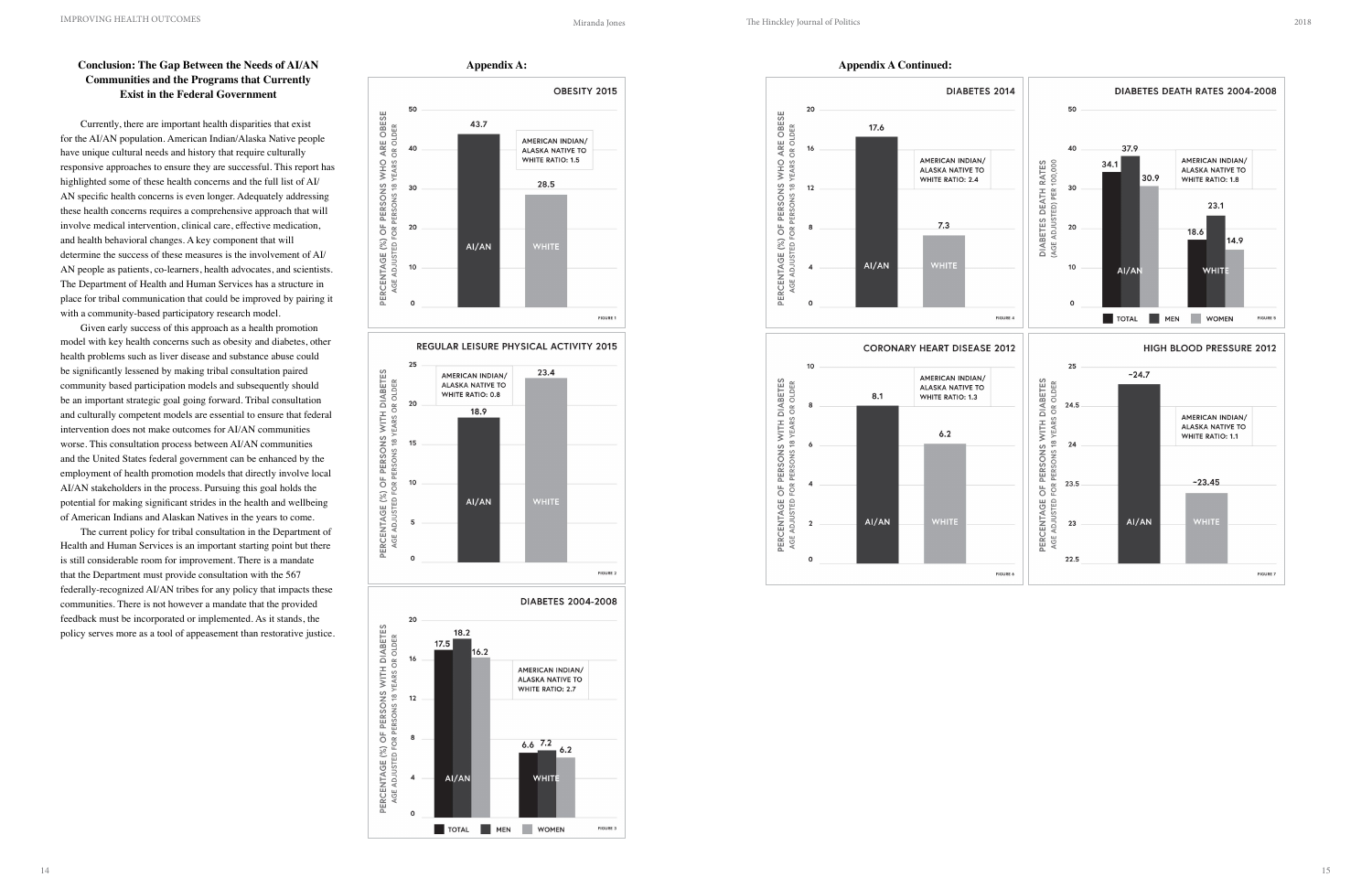### Conclusion: The Gap Between the Needs of AI/AN Communities and the Programs that Currently Exist in the Federal Government

Currently, there are important health disparities that exist for the AI/AN population. American Indian/Alaska Native people have unique cultural needs and history that require culturally responsive approaches to ensure they are successful. This report has highlighted some of these health concerns and the full list of AI/AN specific health concerns is even longer. Adequately addressing these health concerns requires a comprehensive approach that will involve medical intervention, clinical care, effective medication, and health behavioral changes. A key component that will determine the success of these measures is the involvement of AI/AN people as patients, co-learners, health advocates, and scientists. The Department of Health and Human Services has a structure in place for tribal communication that could be improved by pairing it with a community-based participatory research model.

Given early success of this approach as a health promotion model with key health concerns such as obesity and diabetes, other health problems such as liver disease and substance abuse could be significantly lessened by making tribal consultation paired community based participation models and subsequently should be an important strategic goal going forward. Tribal consultation and culturally competent models are essential to ensure that federal intervention does not make outcomes for AI/AN communities worse. This consultation process between AI/AN communities and the United States federal government can be enhanced by the employment of health promotion models that directly involve local AI/AN stakeholders in the process. Pursuing this goal holds the potential for making significant strides in the health and wellbeing of American Indians and Alaskan Natives in the years to come.

The current policy for tribal consultation in the Department of Health and Human Services is an important starting point but there is still considerable room for improvement. There is a mandate that the Department must provide consultation with the 567 federally-recognized AI/AN tribes for any policy that impacts these communities. There is not however a mandate that the provided feedback must be incorporated or implemented. As it stands, the policy serves more as a tool of appeasement than restorative justice.

### Appendix A:

**OBESITY 2015**

Percentage (%) of persons who are obese, age adjusted for persons 18 years or older. American Indian/Alaska Native to White ratio: 1.5

| Group | Value |
|---|---|
| AI/AN | 43.7 |
| White | 28.5 |

FIGURE 1

**REGULAR LEISURE PHYSICAL ACTIVITY 2015**

Percentage (%) of persons with diabetes, age adjusted for persons 18 years or older. American Indian/Alaska Native to White ratio: 0.8

| Group | Value |
|---|---|
| AI/AN | 18.9 |
| White | 23.4 |

FIGURE 2

**DIABETES 2004-2008**

Percentage (%) of persons with diabetes, age adjusted for persons 18 years or older. American Indian/Alaska Native to White ratio: 2.7

| Group | Total | Men | Women |
|---|---|---|---|
| AI/AN | 17.5 | 18.2 | 16.2 |
| White | 6.6 | 7.2 | 6.2 |

FIGURE 3

### Appendix A Continued:

**DIABETES 2014**

Percentage (%) of persons who are obese, age adjusted for persons 18 years or older. American Indian/Alaska Native to White ratio: 2.4

| Group | Value |
|---|---|
| AI/AN | 17.6 |
| White | 7.3 |

FIGURE 4

**DIABETES DEATH RATES 2004-2008**

Diabetes death rates (age adjusted) per 100,000. American Indian/Alaska Native to White ratio: 1.8

| Group | Total | Men | Women |
|---|---|---|---|
| AI/AN | 34.1 | 37.9 | 30.9 |
| White | 18.6 | 23.1 | 14.9 |

FIGURE 5

**CORONARY HEART DISEASE 2012**

Percentage of persons with diabetes, age adjusted for persons 18 years or older. American Indian/Alaska Native to White ratio: 1.3

| Group | Value |
|---|---|
| AI/AN | 8.1 |
| White | 6.2 |

FIGURE 6

**HIGH BLOOD PRESSURE 2012**

Percentage of persons with diabetes, age adjusted for persons 18 years or older. American Indian/Alaska Native to White ratio: 1.1

| Group | Value |
|---|---|
| AI/AN | ~24.7 |
| White | ~23.45 |

FIGURE 7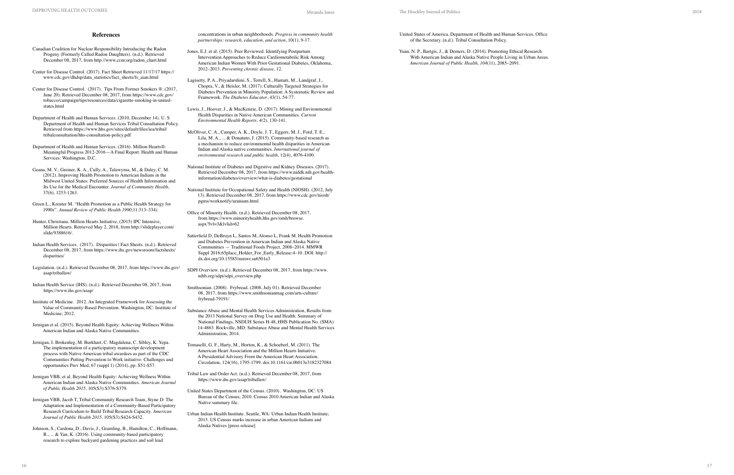## References

Canadian Coalition for Nuclear Responsibility Introducing the Radon Progeny (Formerly Called Radon Daughters). (n.d.). Retrieved December 08, 2017, from http://www.ccnr.org/radon_chart.html

Center for Disease Control. (2017). Fact Sheet Retrieved 11/17/17 https://www.cdc.gov/dhdsp/data_statistics/fact_sheets/fs_aian.html

Center for Disease Control. (2017). Tips From Former Smokers ®. (2017, June 20). Retrieved December 08, 2017, from https://www.cdc.gov/tobacco/campaign/tips/resources/data/cigarette-smoking-in-united-states.html

Department of Health and Human Services. (2010, December 14). U. S Department of Health and Human Services Tribal Consultation Policy. Retrieved from https://www.hhs.gov/sites/default/files/iea/tribal/tribalconsultation/hhs-consultation-policy.pdf

Department of Health and Human Services. (2016). Million Hearts®: Meaningful Progress 2012-2016—A Final Report. Health and Human Services: Washington, D.C.

Geana, M. V., Greiner, K. A., Cully, A., Talawyma, M., & Daley, C. M. (2012). Improving Health Promotion to American Indians in the Midwest United States: Preferred Sources of Health Information and Its Use for the Medical Encounter. *Journal of Community Health*, 37(6), 1253-1263.

Green L., Kreuter M. "Health Promotion as a Public Health Strategy for 1990s". *Annual Review of Public Health 1990*;11:313–334).

Hunter, Christiana. Million Hearts Initiative, (2015) IPC Intensive, Million Hearts. Retrieved May 2, 2018, from http://slideplayer.com/slide/9388616/.

Indian Health Services. (2017). Disparities | Fact Sheets. (n.d.). Retrieved December 08, 2017, from https://www.ihs.gov/newsroom/factsheets/disparities/

Legislation. (n.d.). Retrieved December 08, 2017, from https://www.ihs.gov/asap/triballaw/

Indian Health Service (IHS). (n.d.). Retrieved December 08, 2017, from https://www.ihs.gov/asap/

Institute of Medicine. 2012. An Integrated Framework for Assessing the Value of Community-Based Prevention. Washington, DC: Institute of Medicine; 2012.

Jernigan et al. (2015). Beyond Health Equity: Achieving Wellness Within American Indian and Alaska Native Communities.

Jernigan, I. Brokenleg, M. Burkhart, C. Magdalena, C. Sibley, K. Yepa. The implementation of a participatory manuscript development process with Native American tribal awardees as part of the CDC Communities Putting Prevention to Work initiative: Challenges and opportunities Prev Med, 67 (suppl 1) (2014), pp. S51-S57.

Jernigan VBB, et al. Beyond Health Equity: Achieving Wellness Within American Indian and Alaska Native Communities. *American Journal of Public Health 2015*, 105(S3):S376-S379.

Jernigan VBB, Jacob T, Tribal Community Research Team, Styne D: The Adaptation and Implementation of a Community-Based Participatory Research Curriculum to Build Tribal Research Capacity. *American Journal of Public Health 2015*, 105(S3):S424-S432.

Johnson, S., Cardona, D., Davis, J., Gramling, B., Hamilton, C., Hoffmann, R., ... & Yan, K. (2016). Using community-based participatory research to explore backyard gardening practices and soil lead concentrations in urban neighborhoods. *Progress in community health partnerships: research, education, and action*, 10(1), 9-17.

Jones, E.J. et al. (2015). Peer Reviewed: Identifying Postpartum Intervention Approaches to Reduce Cardiometabolic Risk Among American Indian Women With Prior Gestational Diabetes, Oklahoma, 2012–2013. *Preventing chronic disease*, 12.

Lagisetty, P. A., Priyadarshini, S., Terrell, S., Hamati, M., Landgraf, J., Chopra, V., & Heisler, M. (2017). Culturally Targeted Strategies for Diabetes Prevention in Minority Population: A Systematic Review and Framework. *The Diabetes Educator*, 43(1), 54-77.

Lewis, J., Hoover, J., & MacKenzie, D. (2017). Mining and Environmental Health Disparities in Native American Communities. *Current Environmental Health Reports*, *4*(2), 130-141.

McOliver, C. A., Camper, A. K., Doyle, J. T., Eggers, M. J., Ford, T. E., Lila, M. A., ... & Donatuto, J. (2015). Community-based research as a mechanism to reduce environmental health disparities in American Indian and Alaska native communities. *International journal of environmental research and public health*, 12(4), 4076-4100.

National Institute of Diabetes and Digestive and Kidney Diseases. (2017). Retrieved December 08, 2017, from https://www.niddk.nih.gov/health-information/diabetes/overview/what-is-diabetes/gestational

National Institute for Occupational Safety and Health (NIOSH). (2012, July 13). Retrieved December 08, 2017, from https://www.cdc.gov/niosh/pgms/worknotify/uranium.html

Office of Minority Health. (n.d.). Retrieved December 08, 2017, from https://www.minorityhealth.hhs.gov/omh/browse.aspx?lvl=3&lvlid=62

Satterfield D, DeBruyn L, Santos M, Alonso L, Frank M. Health Promotion and Diabetes Prevention in American Indian and Alaska Native Communities — Traditional Foods Project, 2008–2014. MMWR Suppl 2016;65place_Holder_For_Early_Release:4–10. DOI: http://dx.doi.org/10.15585/mmwr.su6501a3

SDPI Overview. (n.d.). Retrieved December 08, 2017, from https://www.nihb.org/sdpi/sdpi_overview.php

Smithsonian. (2008). Frybread. (2008, July 01). Retrieved December 08, 2017, from https://www.smithsonianmag.com/arts-culture/frybread-79191/

Substance Abuse and Mental Health Services Administration, Results from the 2013 National Survey on Drug Use and Health: Summary of National Findings, NSDUH Series H-48, HHS Publication No. (SMA) 14-4863. Rockville, MD: Substance Abuse and Mental Health Services Administration, 2014.

Tomaselli, G. F., Harty, M., Horton, K., & Schoeberl, M. (2011). The American Heart Association and the Million Hearts Initiative: A Presidential Advisory From the American Heart Association. Circulation, 124(16), 1795-1799. doi:10.1161/cir.0b013e3182327084

Tribal Law and Order Act. (n.d.). Retrieved December 08, 2017, from https://www.ihs.gov/asap/triballaw/

United States Department of the Census. (2010). Washington, DC: US Bureau of the Census; 2010. Census 2010 American Indian and Alaska Native summary file.

Urban Indian Health Institute. Seattle, WA: Urban Indian Health Institute; 2013. US Census marks increase in urban American Indians and Alaska Natives [press release]

United States of America, Department of Health and Human Services, Office of the Secretary. (n.d.). Tribal Consultation Policy.

Yuan, N. P., Bartgis, J., & Demers, D. (2014). Promoting Ethical Research With American Indian and Alaska Native People Living in Urban Areas. *American Journal of Public Health, 104*(11), 2085–2091.